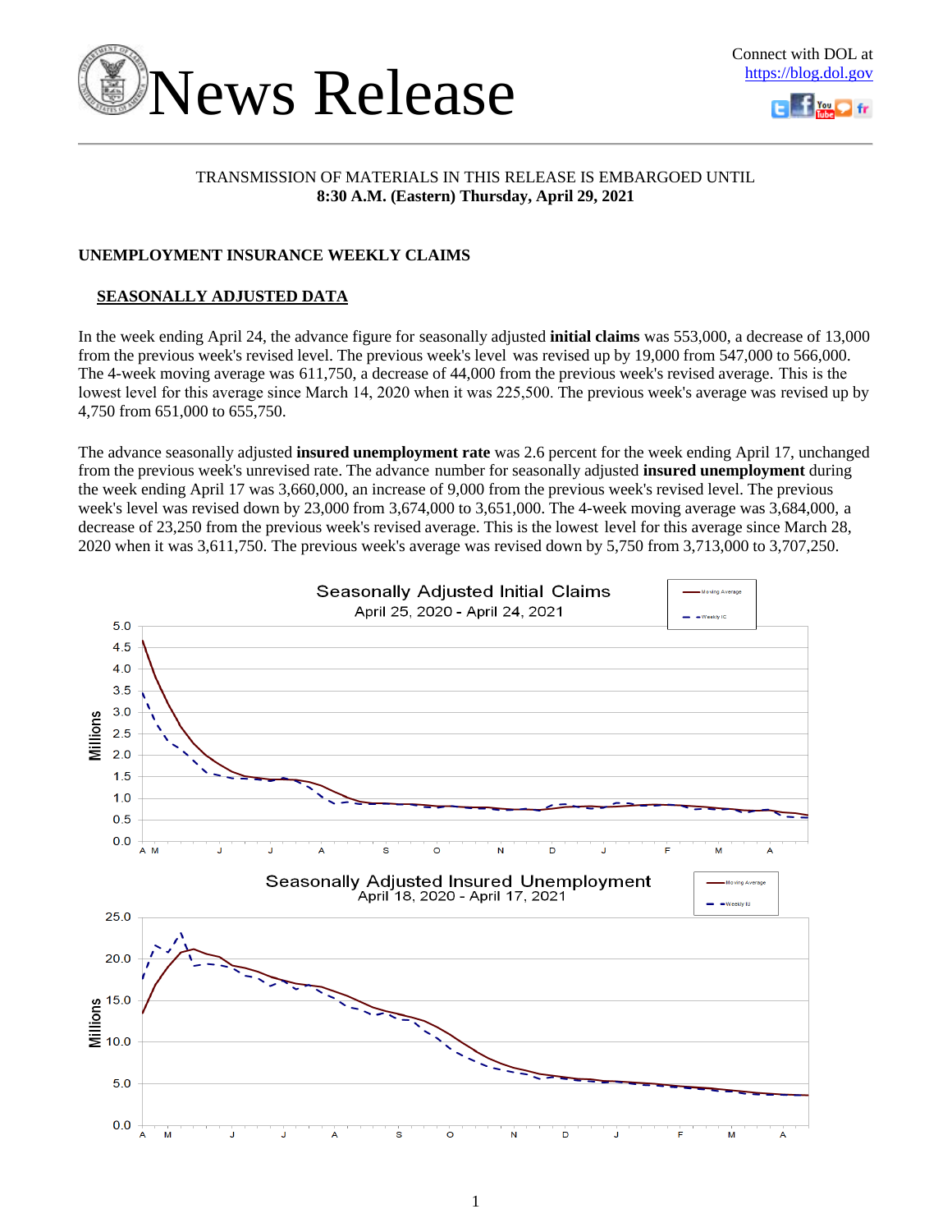# News Release

Connect with DOL at https://blog.dol.gov

TRANSMISSION OF MATERIALS IN THIS RELEASE IS EMBARGOED UNTIL
**8:30 A.M. (Eastern) Thursday, April 29, 2021**

## UNEMPLOYMENT INSURANCE WEEKLY CLAIMS

### SEASONALLY ADJUSTED DATA

In the week ending April 24, the advance figure for seasonally adjusted **initial claims** was 553,000, a decrease of 13,000 from the previous week's revised level. The previous week's level was revised up by 19,000 from 547,000 to 566,000. The 4-week moving average was 611,750, a decrease of 44,000 from the previous week's revised average. This is the lowest level for this average since March 14, 2020 when it was 225,500. The previous week's average was revised up by 4,750 from 651,000 to 655,750.

The advance seasonally adjusted **insured unemployment rate** was 2.6 percent for the week ending April 17, unchanged from the previous week's unrevised rate. The advance number for seasonally adjusted **insured unemployment** during the week ending April 17 was 3,660,000, an increase of 9,000 from the previous week's revised level. The previous week's level was revised down by 23,000 from 3,674,000 to 3,651,000. The 4-week moving average was 3,684,000, a decrease of 23,250 from the previous week's revised average. This is the lowest level for this average since March 28, 2020 when it was 3,611,750. The previous week's average was revised down by 5,750 from 3,713,000 to 3,707,250.

Seasonally Adjusted Initial Claims
April 25, 2020 - April 24, 2021

Seasonally Adjusted Insured Unemployment
April 18, 2020 - April 17, 2021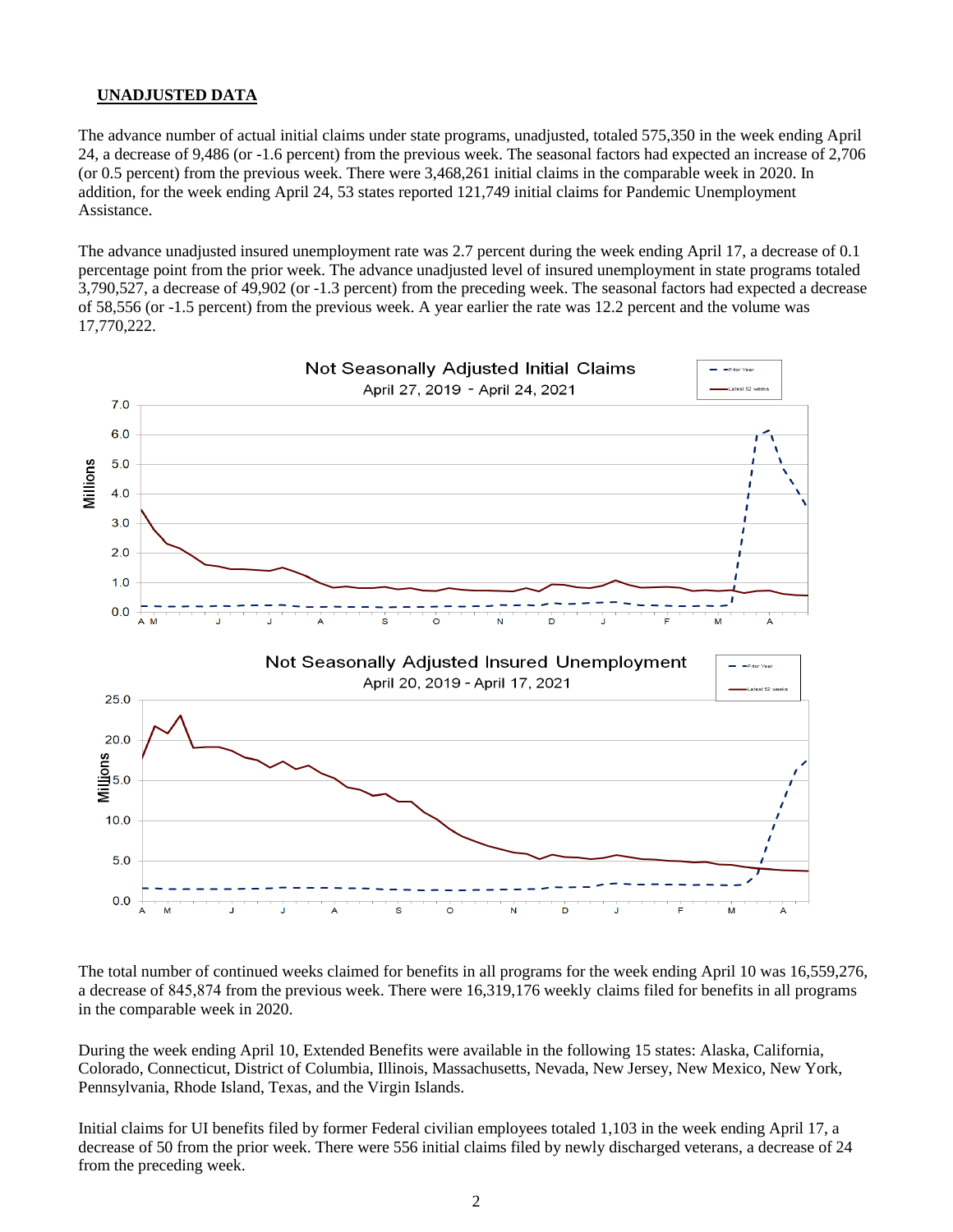## UNADJUSTED DATA

The advance number of actual initial claims under state programs, unadjusted, totaled 575,350 in the week ending April 24, a decrease of 9,486 (or -1.6 percent) from the previous week. The seasonal factors had expected an increase of 2,706 (or 0.5 percent) from the previous week. There were 3,468,261 initial claims in the comparable week in 2020. In addition, for the week ending April 24, 53 states reported 121,749 initial claims for Pandemic Unemployment Assistance.

The advance unadjusted insured unemployment rate was 2.7 percent during the week ending April 17, a decrease of 0.1 percentage point from the prior week. The advance unadjusted level of insured unemployment in state programs totaled 3,790,527, a decrease of 49,902 (or -1.3 percent) from the preceding week. The seasonal factors had expected a decrease of 58,556 (or -1.5 percent) from the previous week. A year earlier the rate was 12.2 percent and the volume was 17,770,222.

The total number of continued weeks claimed for benefits in all programs for the week ending April 10 was 16,559,276, a decrease of 845,874 from the previous week. There were 16,319,176 weekly claims filed for benefits in all programs in the comparable week in 2020.

During the week ending April 10, Extended Benefits were available in the following 15 states: Alaska, California, Colorado, Connecticut, District of Columbia, Illinois, Massachusetts, Nevada, New Jersey, New Mexico, New York, Pennsylvania, Rhode Island, Texas, and the Virgin Islands.

Initial claims for UI benefits filed by former Federal civilian employees totaled 1,103 in the week ending April 17, a decrease of 50 from the prior week. There were 556 initial claims filed by newly discharged veterans, a decrease of 24 from the preceding week.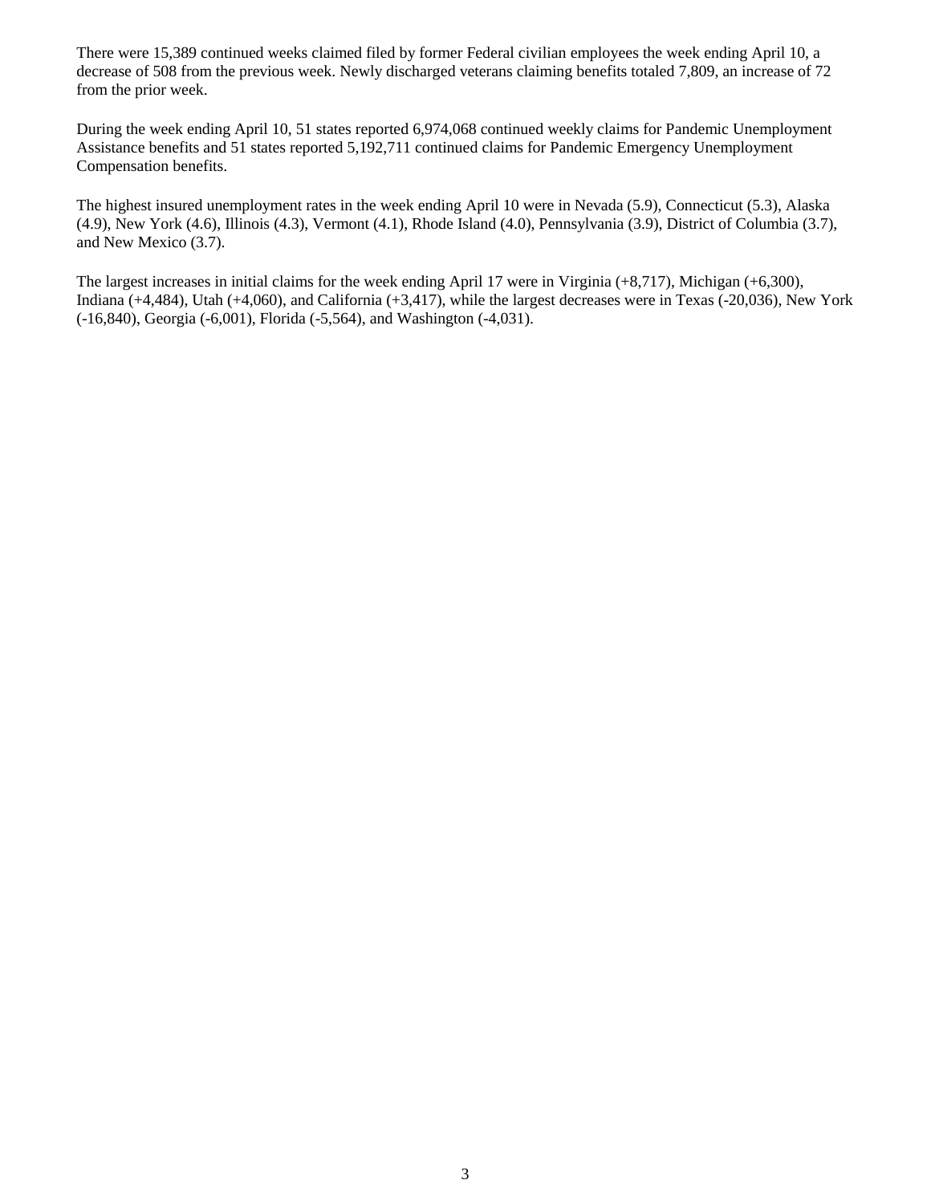There were 15,389 continued weeks claimed filed by former Federal civilian employees the week ending April 10, a decrease of 508 from the previous week. Newly discharged veterans claiming benefits totaled 7,809, an increase of 72 from the prior week.

During the week ending April 10, 51 states reported 6,974,068 continued weekly claims for Pandemic Unemployment Assistance benefits and 51 states reported 5,192,711 continued claims for Pandemic Emergency Unemployment Compensation benefits.

The highest insured unemployment rates in the week ending April 10 were in Nevada (5.9), Connecticut (5.3), Alaska (4.9), New York (4.6), Illinois (4.3), Vermont (4.1), Rhode Island (4.0), Pennsylvania (3.9), District of Columbia (3.7), and New Mexico (3.7).

The largest increases in initial claims for the week ending April 17 were in Virginia (+8,717), Michigan (+6,300), Indiana (+4,484), Utah (+4,060), and California (+3,417), while the largest decreases were in Texas (-20,036), New York (-16,840), Georgia (-6,001), Florida (-5,564), and Washington (-4,031).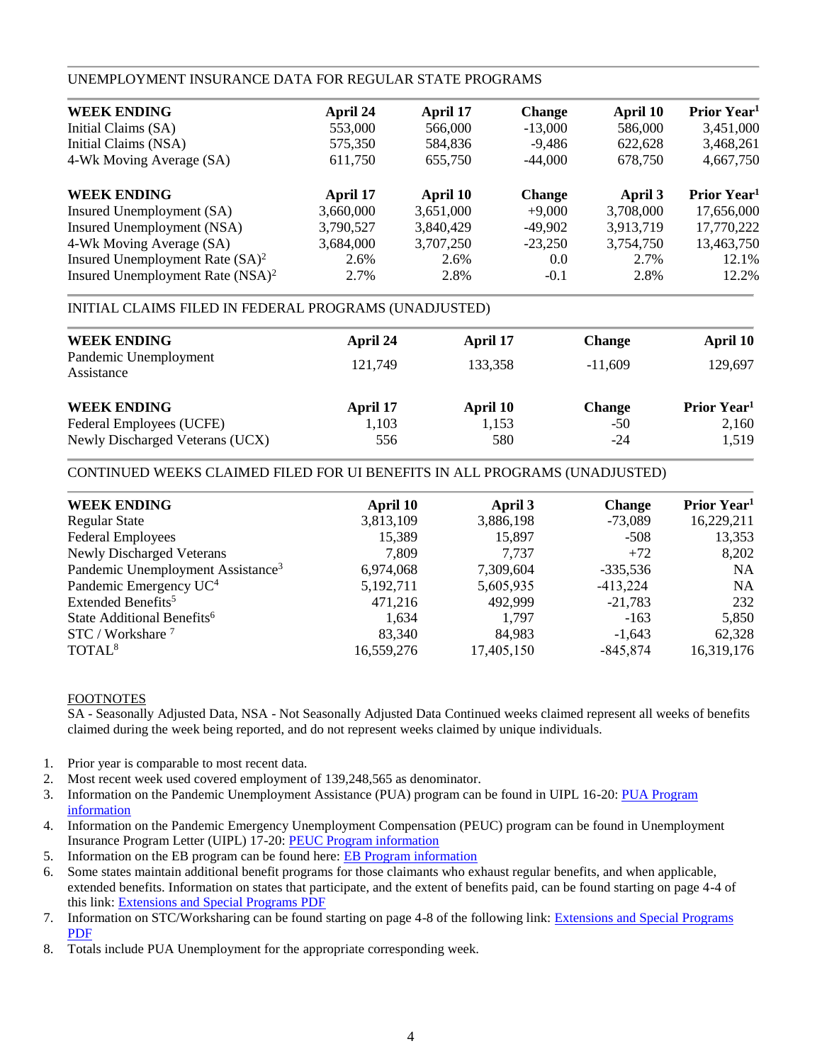## UNEMPLOYMENT INSURANCE DATA FOR REGULAR STATE PROGRAMS

| WEEK ENDING | April 24 | April 17 | Change | April 10 | Prior Year[1] |
|---|---|---|---|---|---|
| Initial Claims (SA) | 553,000 | 566,000 | -13,000 | 586,000 | 3,451,000 |
| Initial Claims (NSA) | 575,350 | 584,836 | -9,486 | 622,628 | 3,468,261 |
| 4-Wk Moving Average (SA) | 611,750 | 655,750 | -44,000 | 678,750 | 4,667,750 |

| WEEK ENDING | April 17 | April 10 | Change | April 3 | Prior Year[1] |
|---|---|---|---|---|---|
| Insured Unemployment (SA) | 3,660,000 | 3,651,000 | +9,000 | 3,708,000 | 17,656,000 |
| Insured Unemployment (NSA) | 3,790,527 | 3,840,429 | -49,902 | 3,913,719 | 17,770,222 |
| 4-Wk Moving Average (SA) | 3,684,000 | 3,707,250 | -23,250 | 3,754,750 | 13,463,750 |
| Insured Unemployment Rate (SA)[2] | 2.6% | 2.6% | 0.0 | 2.7% | 12.1% |
| Insured Unemployment Rate (NSA)[2] | 2.7% | 2.8% | -0.1 | 2.8% | 12.2% |

## INITIAL CLAIMS FILED IN FEDERAL PROGRAMS (UNADJUSTED)

| WEEK ENDING | April 24 | April 17 | Change | April 10 |
|---|---|---|---|---|
| Pandemic Unemployment Assistance | 121,749 | 133,358 | -11,609 | 129,697 |

| WEEK ENDING | April 17 | April 10 | Change | Prior Year[1] |
|---|---|---|---|---|
| Federal Employees (UCFE) | 1,103 | 1,153 | -50 | 2,160 |
| Newly Discharged Veterans (UCX) | 556 | 580 | -24 | 1,519 |

## CONTINUED WEEKS CLAIMED FILED FOR UI BENEFITS IN ALL PROGRAMS (UNADJUSTED)

| WEEK ENDING | April 10 | April 3 | Change | Prior Year[1] |
|---|---|---|---|---|
| Regular State | 3,813,109 | 3,886,198 | -73,089 | 16,229,211 |
| Federal Employees | 15,389 | 15,897 | -508 | 13,353 |
| Newly Discharged Veterans | 7,809 | 7,737 | +72 | 8,202 |
| Pandemic Unemployment Assistance[3] | 6,974,068 | 7,309,604 | -335,536 | NA |
| Pandemic Emergency UC[4] | 5,192,711 | 5,605,935 | -413,224 | NA |
| Extended Benefits[5] | 471,216 | 492,999 | -21,783 | 232 |
| State Additional Benefits[6] | 1,634 | 1,797 | -163 | 5,850 |
| STC / Workshare [7] | 83,340 | 84,983 | -1,643 | 62,328 |
| TOTAL[8] | 16,559,276 | 17,405,150 | -845,874 | 16,319,176 |

FOOTNOTES

SA - Seasonally Adjusted Data, NSA - Not Seasonally Adjusted Data Continued weeks claimed represent all weeks of benefits claimed during the week being reported, and do not represent weeks claimed by unique individuals.

1. Prior year is comparable to most recent data.
2. Most recent week used covered employment of 139,248,565 as denominator.
3. Information on the Pandemic Unemployment Assistance (PUA) program can be found in UIPL 16-20: PUA Program information
4. Information on the Pandemic Emergency Unemployment Compensation (PEUC) program can be found in Unemployment Insurance Program Letter (UIPL) 17-20: PEUC Program information
5. Information on the EB program can be found here: EB Program information
6. Some states maintain additional benefit programs for those claimants who exhaust regular benefits, and when applicable, extended benefits. Information on states that participate, and the extent of benefits paid, can be found starting on page 4-4 of this link: Extensions and Special Programs PDF
7. Information on STC/Worksharing can be found starting on page 4-8 of the following link: Extensions and Special Programs PDF
8. Totals include PUA Unemployment for the appropriate corresponding week.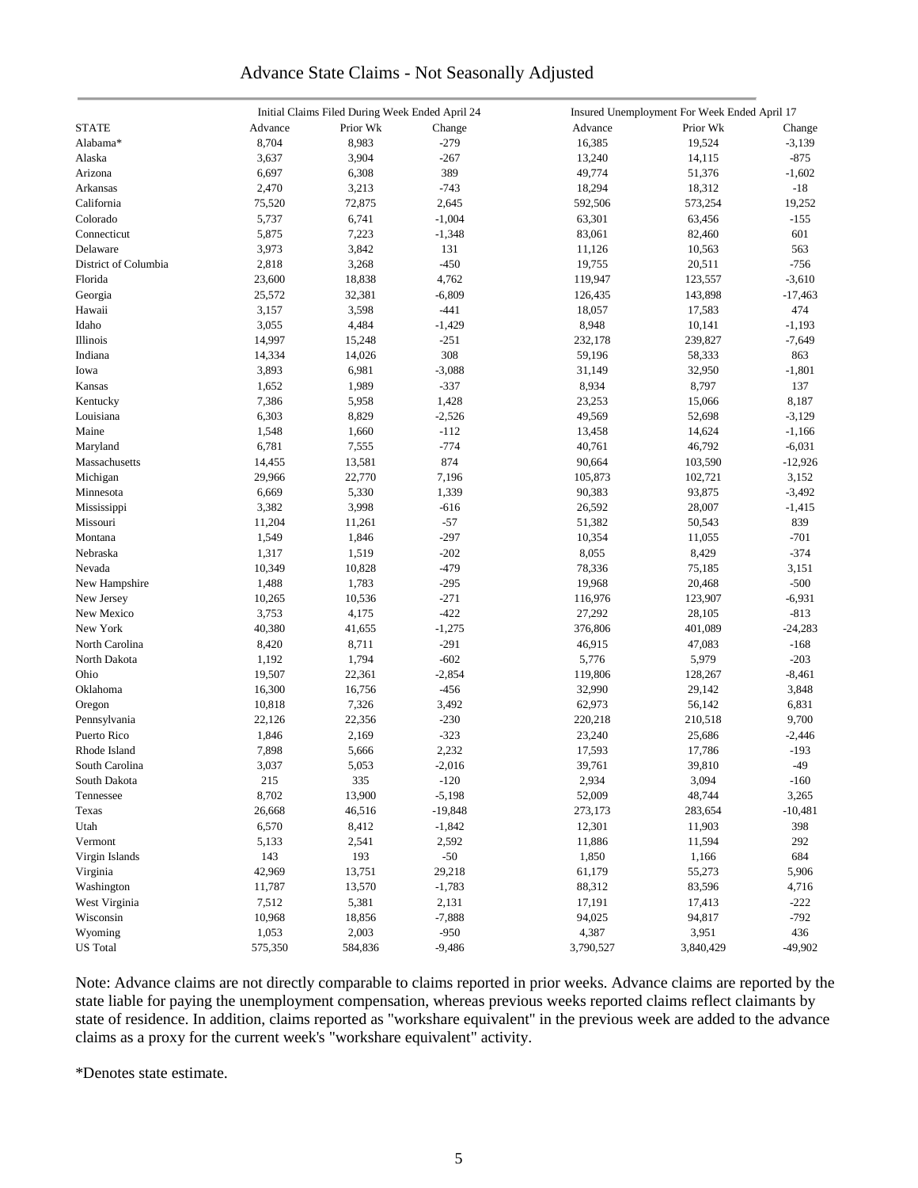# Advance State Claims - Not Seasonally Adjusted

| | Initial Claims Filed During Week Ended April 24 | | | Insured Unemployment For Week Ended April 17 | | |
|---|---|---|---|---|---|---|
| STATE | Advance | Prior Wk | Change | Advance | Prior Wk | Change |
| Alabama* | 8,704 | 8,983 | -279 | 16,385 | 19,524 | -3,139 |
| Alaska | 3,637 | 3,904 | -267 | 13,240 | 14,115 | -875 |
| Arizona | 6,697 | 6,308 | 389 | 49,774 | 51,376 | -1,602 |
| Arkansas | 2,470 | 3,213 | -743 | 18,294 | 18,312 | -18 |
| California | 75,520 | 72,875 | 2,645 | 592,506 | 573,254 | 19,252 |
| Colorado | 5,737 | 6,741 | -1,004 | 63,301 | 63,456 | -155 |
| Connecticut | 5,875 | 7,223 | -1,348 | 83,061 | 82,460 | 601 |
| Delaware | 3,973 | 3,842 | 131 | 11,126 | 10,563 | 563 |
| District of Columbia | 2,818 | 3,268 | -450 | 19,755 | 20,511 | -756 |
| Florida | 23,600 | 18,838 | 4,762 | 119,947 | 123,557 | -3,610 |
| Georgia | 25,572 | 32,381 | -6,809 | 126,435 | 143,898 | -17,463 |
| Hawaii | 3,157 | 3,598 | -441 | 18,057 | 17,583 | 474 |
| Idaho | 3,055 | 4,484 | -1,429 | 8,948 | 10,141 | -1,193 |
| Illinois | 14,997 | 15,248 | -251 | 232,178 | 239,827 | -7,649 |
| Indiana | 14,334 | 14,026 | 308 | 59,196 | 58,333 | 863 |
| Iowa | 3,893 | 6,981 | -3,088 | 31,149 | 32,950 | -1,801 |
| Kansas | 1,652 | 1,989 | -337 | 8,934 | 8,797 | 137 |
| Kentucky | 7,386 | 5,958 | 1,428 | 23,253 | 15,066 | 8,187 |
| Louisiana | 6,303 | 8,829 | -2,526 | 49,569 | 52,698 | -3,129 |
| Maine | 1,548 | 1,660 | -112 | 13,458 | 14,624 | -1,166 |
| Maryland | 6,781 | 7,555 | -774 | 40,761 | 46,792 | -6,031 |
| Massachusetts | 14,455 | 13,581 | 874 | 90,664 | 103,590 | -12,926 |
| Michigan | 29,966 | 22,770 | 7,196 | 105,873 | 102,721 | 3,152 |
| Minnesota | 6,669 | 5,330 | 1,339 | 90,383 | 93,875 | -3,492 |
| Mississippi | 3,382 | 3,998 | -616 | 26,592 | 28,007 | -1,415 |
| Missouri | 11,204 | 11,261 | -57 | 51,382 | 50,543 | 839 |
| Montana | 1,549 | 1,846 | -297 | 10,354 | 11,055 | -701 |
| Nebraska | 1,317 | 1,519 | -202 | 8,055 | 8,429 | -374 |
| Nevada | 10,349 | 10,828 | -479 | 78,336 | 75,185 | 3,151 |
| New Hampshire | 1,488 | 1,783 | -295 | 19,968 | 20,468 | -500 |
| New Jersey | 10,265 | 10,536 | -271 | 116,976 | 123,907 | -6,931 |
| New Mexico | 3,753 | 4,175 | -422 | 27,292 | 28,105 | -813 |
| New York | 40,380 | 41,655 | -1,275 | 376,806 | 401,089 | -24,283 |
| North Carolina | 8,420 | 8,711 | -291 | 46,915 | 47,083 | -168 |
| North Dakota | 1,192 | 1,794 | -602 | 5,776 | 5,979 | -203 |
| Ohio | 19,507 | 22,361 | -2,854 | 119,806 | 128,267 | -8,461 |
| Oklahoma | 16,300 | 16,756 | -456 | 32,990 | 29,142 | 3,848 |
| Oregon | 10,818 | 7,326 | 3,492 | 62,973 | 56,142 | 6,831 |
| Pennsylvania | 22,126 | 22,356 | -230 | 220,218 | 210,518 | 9,700 |
| Puerto Rico | 1,846 | 2,169 | -323 | 23,240 | 25,686 | -2,446 |
| Rhode Island | 7,898 | 5,666 | 2,232 | 17,593 | 17,786 | -193 |
| South Carolina | 3,037 | 5,053 | -2,016 | 39,761 | 39,810 | -49 |
| South Dakota | 215 | 335 | -120 | 2,934 | 3,094 | -160 |
| Tennessee | 8,702 | 13,900 | -5,198 | 52,009 | 48,744 | 3,265 |
| Texas | 26,668 | 46,516 | -19,848 | 273,173 | 283,654 | -10,481 |
| Utah | 6,570 | 8,412 | -1,842 | 12,301 | 11,903 | 398 |
| Vermont | 5,133 | 2,541 | 2,592 | 11,886 | 11,594 | 292 |
| Virgin Islands | 143 | 193 | -50 | 1,850 | 1,166 | 684 |
| Virginia | 42,969 | 13,751 | 29,218 | 61,179 | 55,273 | 5,906 |
| Washington | 11,787 | 13,570 | -1,783 | 88,312 | 83,596 | 4,716 |
| West Virginia | 7,512 | 5,381 | 2,131 | 17,191 | 17,413 | -222 |
| Wisconsin | 10,968 | 18,856 | -7,888 | 94,025 | 94,817 | -792 |
| Wyoming | 1,053 | 2,003 | -950 | 4,387 | 3,951 | 436 |
| US Total | 575,350 | 584,836 | -9,486 | 3,790,527 | 3,840,429 | -49,902 |

Note: Advance claims are not directly comparable to claims reported in prior weeks. Advance claims are reported by the state liable for paying the unemployment compensation, whereas previous weeks reported claims reflect claimants by state of residence. In addition, claims reported as "workshare equivalent" in the previous week are added to the advance claims as a proxy for the current week's "workshare equivalent" activity.

*Denotes state estimate.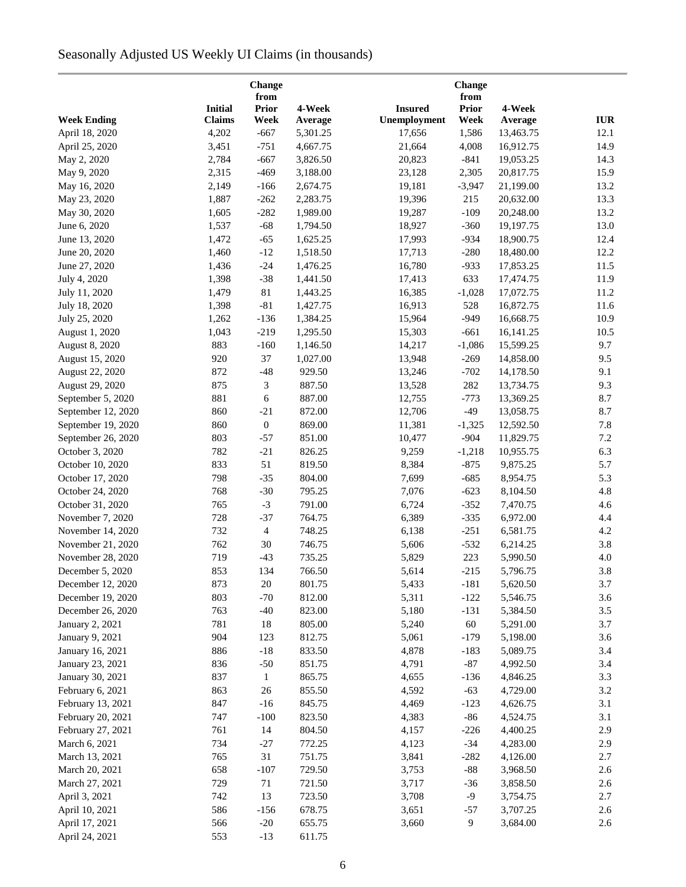# Seasonally Adjusted US Weekly UI Claims (in thousands)

| Week Ending | Initial Claims | Change from Prior Week | 4-Week Average | Insured Unemployment | Change from Prior Week | 4-Week Average | IUR |
|---|---|---|---|---|---|---|---|
| April 18, 2020 | 4,202 | -667 | 5,301.25 | 17,656 | 1,586 | 13,463.75 | 12.1 |
| April 25, 2020 | 3,451 | -751 | 4,667.75 | 21,664 | 4,008 | 16,912.75 | 14.9 |
| May 2, 2020 | 2,784 | -667 | 3,826.50 | 20,823 | -841 | 19,053.25 | 14.3 |
| May 9, 2020 | 2,315 | -469 | 3,188.00 | 23,128 | 2,305 | 20,817.75 | 15.9 |
| May 16, 2020 | 2,149 | -166 | 2,674.75 | 19,181 | -3,947 | 21,199.00 | 13.2 |
| May 23, 2020 | 1,887 | -262 | 2,283.75 | 19,396 | 215 | 20,632.00 | 13.3 |
| May 30, 2020 | 1,605 | -282 | 1,989.00 | 19,287 | -109 | 20,248.00 | 13.2 |
| June 6, 2020 | 1,537 | -68 | 1,794.50 | 18,927 | -360 | 19,197.75 | 13.0 |
| June 13, 2020 | 1,472 | -65 | 1,625.25 | 17,993 | -934 | 18,900.75 | 12.4 |
| June 20, 2020 | 1,460 | -12 | 1,518.50 | 17,713 | -280 | 18,480.00 | 12.2 |
| June 27, 2020 | 1,436 | -24 | 1,476.25 | 16,780 | -933 | 17,853.25 | 11.5 |
| July 4, 2020 | 1,398 | -38 | 1,441.50 | 17,413 | 633 | 17,474.75 | 11.9 |
| July 11, 2020 | 1,479 | 81 | 1,443.25 | 16,385 | -1,028 | 17,072.75 | 11.2 |
| July 18, 2020 | 1,398 | -81 | 1,427.75 | 16,913 | 528 | 16,872.75 | 11.6 |
| July 25, 2020 | 1,262 | -136 | 1,384.25 | 15,964 | -949 | 16,668.75 | 10.9 |
| August 1, 2020 | 1,043 | -219 | 1,295.50 | 15,303 | -661 | 16,141.25 | 10.5 |
| August 8, 2020 | 883 | -160 | 1,146.50 | 14,217 | -1,086 | 15,599.25 | 9.7 |
| August 15, 2020 | 920 | 37 | 1,027.00 | 13,948 | -269 | 14,858.00 | 9.5 |
| August 22, 2020 | 872 | -48 | 929.50 | 13,246 | -702 | 14,178.50 | 9.1 |
| August 29, 2020 | 875 | 3 | 887.50 | 13,528 | 282 | 13,734.75 | 9.3 |
| September 5, 2020 | 881 | 6 | 887.00 | 12,755 | -773 | 13,369.25 | 8.7 |
| September 12, 2020 | 860 | -21 | 872.00 | 12,706 | -49 | 13,058.75 | 8.7 |
| September 19, 2020 | 860 | 0 | 869.00 | 11,381 | -1,325 | 12,592.50 | 7.8 |
| September 26, 2020 | 803 | -57 | 851.00 | 10,477 | -904 | 11,829.75 | 7.2 |
| October 3, 2020 | 782 | -21 | 826.25 | 9,259 | -1,218 | 10,955.75 | 6.3 |
| October 10, 2020 | 833 | 51 | 819.50 | 8,384 | -875 | 9,875.25 | 5.7 |
| October 17, 2020 | 798 | -35 | 804.00 | 7,699 | -685 | 8,954.75 | 5.3 |
| October 24, 2020 | 768 | -30 | 795.25 | 7,076 | -623 | 8,104.50 | 4.8 |
| October 31, 2020 | 765 | -3 | 791.00 | 6,724 | -352 | 7,470.75 | 4.6 |
| November 7, 2020 | 728 | -37 | 764.75 | 6,389 | -335 | 6,972.00 | 4.4 |
| November 14, 2020 | 732 | 4 | 748.25 | 6,138 | -251 | 6,581.75 | 4.2 |
| November 21, 2020 | 762 | 30 | 746.75 | 5,606 | -532 | 6,214.25 | 3.8 |
| November 28, 2020 | 719 | -43 | 735.25 | 5,829 | 223 | 5,990.50 | 4.0 |
| December 5, 2020 | 853 | 134 | 766.50 | 5,614 | -215 | 5,796.75 | 3.8 |
| December 12, 2020 | 873 | 20 | 801.75 | 5,433 | -181 | 5,620.50 | 3.7 |
| December 19, 2020 | 803 | -70 | 812.00 | 5,311 | -122 | 5,546.75 | 3.6 |
| December 26, 2020 | 763 | -40 | 823.00 | 5,180 | -131 | 5,384.50 | 3.5 |
| January 2, 2021 | 781 | 18 | 805.00 | 5,240 | 60 | 5,291.00 | 3.7 |
| January 9, 2021 | 904 | 123 | 812.75 | 5,061 | -179 | 5,198.00 | 3.6 |
| January 16, 2021 | 886 | -18 | 833.50 | 4,878 | -183 | 5,089.75 | 3.4 |
| January 23, 2021 | 836 | -50 | 851.75 | 4,791 | -87 | 4,992.50 | 3.4 |
| January 30, 2021 | 837 | 1 | 865.75 | 4,655 | -136 | 4,846.25 | 3.3 |
| February 6, 2021 | 863 | 26 | 855.50 | 4,592 | -63 | 4,729.00 | 3.2 |
| February 13, 2021 | 847 | -16 | 845.75 | 4,469 | -123 | 4,626.75 | 3.1 |
| February 20, 2021 | 747 | -100 | 823.50 | 4,383 | -86 | 4,524.75 | 3.1 |
| February 27, 2021 | 761 | 14 | 804.50 | 4,157 | -226 | 4,400.25 | 2.9 |
| March 6, 2021 | 734 | -27 | 772.25 | 4,123 | -34 | 4,283.00 | 2.9 |
| March 13, 2021 | 765 | 31 | 751.75 | 3,841 | -282 | 4,126.00 | 2.7 |
| March 20, 2021 | 658 | -107 | 729.50 | 3,753 | -88 | 3,968.50 | 2.6 |
| March 27, 2021 | 729 | 71 | 721.50 | 3,717 | -36 | 3,858.50 | 2.6 |
| April 3, 2021 | 742 | 13 | 723.50 | 3,708 | -9 | 3,754.75 | 2.7 |
| April 10, 2021 | 586 | -156 | 678.75 | 3,651 | -57 | 3,707.25 | 2.6 |
| April 17, 2021 | 566 | -20 | 655.75 | 3,660 | 9 | 3,684.00 | 2.6 |
| April 24, 2021 | 553 | -13 | 611.75 | | | | |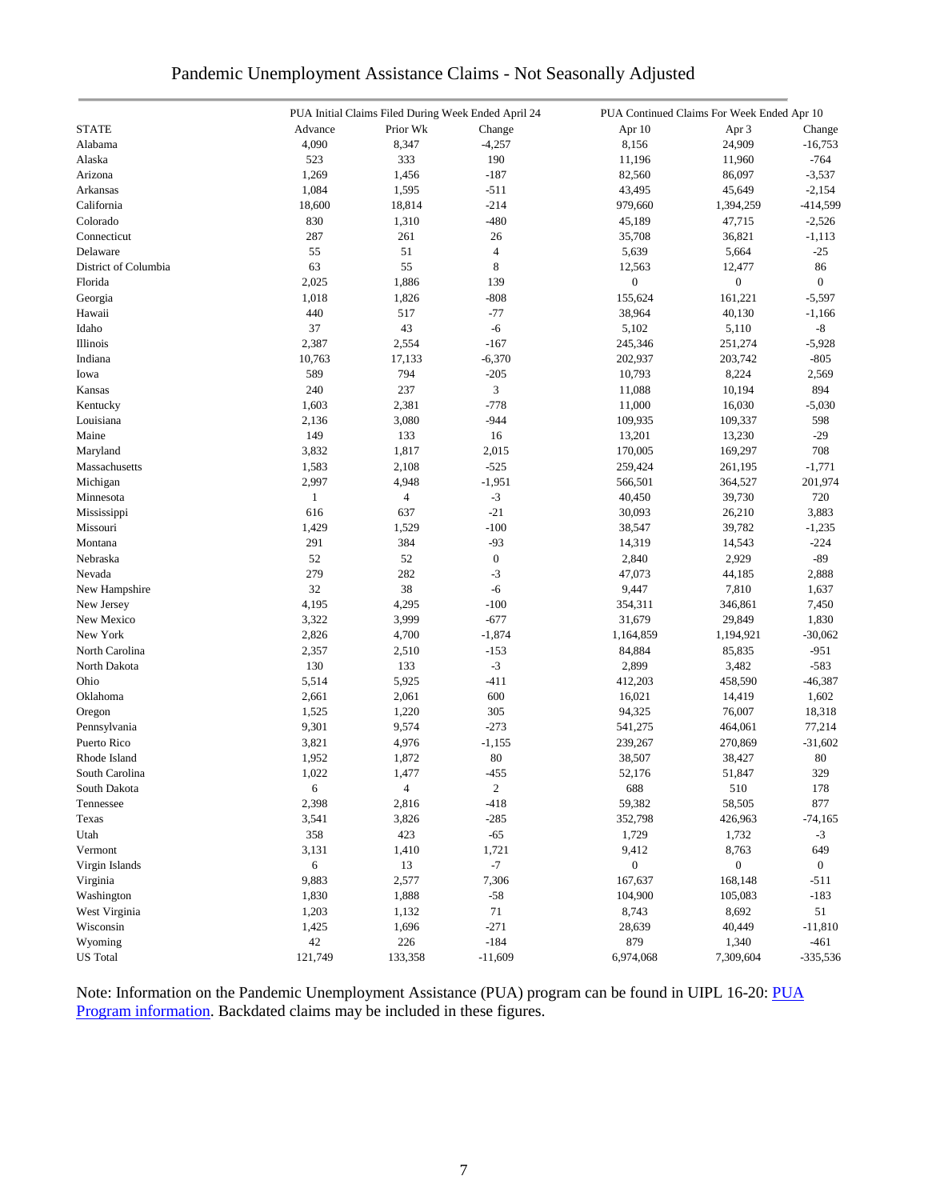# Pandemic Unemployment Assistance Claims - Not Seasonally Adjusted

| | PUA Initial Claims Filed During Week Ended April 24 | | | PUA Continued Claims For Week Ended Apr 10 | | |
|---|---|---|---|---|---|---|
| STATE | Advance | Prior Wk | Change | Apr 10 | Apr 3 | Change |
| Alabama | 4,090 | 8,347 | -4,257 | 8,156 | 24,909 | -16,753 |
| Alaska | 523 | 333 | 190 | 11,196 | 11,960 | -764 |
| Arizona | 1,269 | 1,456 | -187 | 82,560 | 86,097 | -3,537 |
| Arkansas | 1,084 | 1,595 | -511 | 43,495 | 45,649 | -2,154 |
| California | 18,600 | 18,814 | -214 | 979,660 | 1,394,259 | -414,599 |
| Colorado | 830 | 1,310 | -480 | 45,189 | 47,715 | -2,526 |
| Connecticut | 287 | 261 | 26 | 35,708 | 36,821 | -1,113 |
| Delaware | 55 | 51 | 4 | 5,639 | 5,664 | -25 |
| District of Columbia | 63 | 55 | 8 | 12,563 | 12,477 | 86 |
| Florida | 2,025 | 1,886 | 139 | 0 | 0 | 0 |
| Georgia | 1,018 | 1,826 | -808 | 155,624 | 161,221 | -5,597 |
| Hawaii | 440 | 517 | -77 | 38,964 | 40,130 | -1,166 |
| Idaho | 37 | 43 | -6 | 5,102 | 5,110 | -8 |
| Illinois | 2,387 | 2,554 | -167 | 245,346 | 251,274 | -5,928 |
| Indiana | 10,763 | 17,133 | -6,370 | 202,937 | 203,742 | -805 |
| Iowa | 589 | 794 | -205 | 10,793 | 8,224 | 2,569 |
| Kansas | 240 | 237 | 3 | 11,088 | 10,194 | 894 |
| Kentucky | 1,603 | 2,381 | -778 | 11,000 | 16,030 | -5,030 |
| Louisiana | 2,136 | 3,080 | -944 | 109,935 | 109,337 | 598 |
| Maine | 149 | 133 | 16 | 13,201 | 13,230 | -29 |
| Maryland | 3,832 | 1,817 | 2,015 | 170,005 | 169,297 | 708 |
| Massachusetts | 1,583 | 2,108 | -525 | 259,424 | 261,195 | -1,771 |
| Michigan | 2,997 | 4,948 | -1,951 | 566,501 | 364,527 | 201,974 |
| Minnesota | 1 | 4 | -3 | 40,450 | 39,730 | 720 |
| Mississippi | 616 | 637 | -21 | 30,093 | 26,210 | 3,883 |
| Missouri | 1,429 | 1,529 | -100 | 38,547 | 39,782 | -1,235 |
| Montana | 291 | 384 | -93 | 14,319 | 14,543 | -224 |
| Nebraska | 52 | 52 | 0 | 2,840 | 2,929 | -89 |
| Nevada | 279 | 282 | -3 | 47,073 | 44,185 | 2,888 |
| New Hampshire | 32 | 38 | -6 | 9,447 | 7,810 | 1,637 |
| New Jersey | 4,195 | 4,295 | -100 | 354,311 | 346,861 | 7,450 |
| New Mexico | 3,322 | 3,999 | -677 | 31,679 | 29,849 | 1,830 |
| New York | 2,826 | 4,700 | -1,874 | 1,164,859 | 1,194,921 | -30,062 |
| North Carolina | 2,357 | 2,510 | -153 | 84,884 | 85,835 | -951 |
| North Dakota | 130 | 133 | -3 | 2,899 | 3,482 | -583 |
| Ohio | 5,514 | 5,925 | -411 | 412,203 | 458,590 | -46,387 |
| Oklahoma | 2,661 | 2,061 | 600 | 16,021 | 14,419 | 1,602 |
| Oregon | 1,525 | 1,220 | 305 | 94,325 | 76,007 | 18,318 |
| Pennsylvania | 9,301 | 9,574 | -273 | 541,275 | 464,061 | 77,214 |
| Puerto Rico | 3,821 | 4,976 | -1,155 | 239,267 | 270,869 | -31,602 |
| Rhode Island | 1,952 | 1,872 | 80 | 38,507 | 38,427 | 80 |
| South Carolina | 1,022 | 1,477 | -455 | 52,176 | 51,847 | 329 |
| South Dakota | 6 | 4 | 2 | 688 | 510 | 178 |
| Tennessee | 2,398 | 2,816 | -418 | 59,382 | 58,505 | 877 |
| Texas | 3,541 | 3,826 | -285 | 352,798 | 426,963 | -74,165 |
| Utah | 358 | 423 | -65 | 1,729 | 1,732 | -3 |
| Vermont | 3,131 | 1,410 | 1,721 | 9,412 | 8,763 | 649 |
| Virgin Islands | 6 | 13 | -7 | 0 | 0 | 0 |
| Virginia | 9,883 | 2,577 | 7,306 | 167,637 | 168,148 | -511 |
| Washington | 1,830 | 1,888 | -58 | 104,900 | 105,083 | -183 |
| West Virginia | 1,203 | 1,132 | 71 | 8,743 | 8,692 | 51 |
| Wisconsin | 1,425 | 1,696 | -271 | 28,639 | 40,449 | -11,810 |
| Wyoming | 42 | 226 | -184 | 879 | 1,340 | -461 |
| US Total | 121,749 | 133,358 | -11,609 | 6,974,068 | 7,309,604 | -335,536 |

Note: Information on the Pandemic Unemployment Assistance (PUA) program can be found in UIPL 16-20: PUA Program information. Backdated claims may be included in these figures.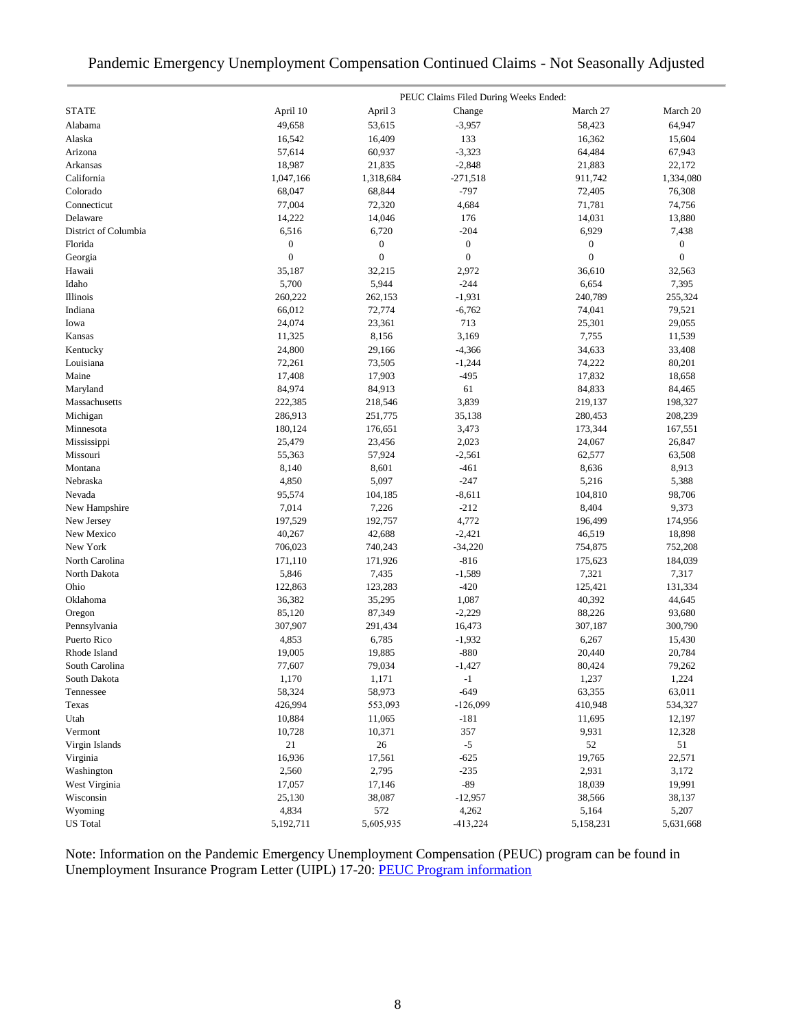# Pandemic Emergency Unemployment Compensation Continued Claims - Not Seasonally Adjusted

| STATE | PEUC Claims Filed During Weeks Ended: April 10 | April 3 | Change | March 27 | March 20 |
|---|---|---|---|---|---|
| Alabama | 49,658 | 53,615 | -3,957 | 58,423 | 64,947 |
| Alaska | 16,542 | 16,409 | 133 | 16,362 | 15,604 |
| Arizona | 57,614 | 60,937 | -3,323 | 64,484 | 67,943 |
| Arkansas | 18,987 | 21,835 | -2,848 | 21,883 | 22,172 |
| California | 1,047,166 | 1,318,684 | -271,518 | 911,742 | 1,334,080 |
| Colorado | 68,047 | 68,844 | -797 | 72,405 | 76,308 |
| Connecticut | 77,004 | 72,320 | 4,684 | 71,781 | 74,756 |
| Delaware | 14,222 | 14,046 | 176 | 14,031 | 13,880 |
| District of Columbia | 6,516 | 6,720 | -204 | 6,929 | 7,438 |
| Florida | 0 | 0 | 0 | 0 | 0 |
| Georgia | 0 | 0 | 0 | 0 | 0 |
| Hawaii | 35,187 | 32,215 | 2,972 | 36,610 | 32,563 |
| Idaho | 5,700 | 5,944 | -244 | 6,654 | 7,395 |
| Illinois | 260,222 | 262,153 | -1,931 | 240,789 | 255,324 |
| Indiana | 66,012 | 72,774 | -6,762 | 74,041 | 79,521 |
| Iowa | 24,074 | 23,361 | 713 | 25,301 | 29,055 |
| Kansas | 11,325 | 8,156 | 3,169 | 7,755 | 11,539 |
| Kentucky | 24,800 | 29,166 | -4,366 | 34,633 | 33,408 |
| Louisiana | 72,261 | 73,505 | -1,244 | 74,222 | 80,201 |
| Maine | 17,408 | 17,903 | -495 | 17,832 | 18,658 |
| Maryland | 84,974 | 84,913 | 61 | 84,833 | 84,465 |
| Massachusetts | 222,385 | 218,546 | 3,839 | 219,137 | 198,327 |
| Michigan | 286,913 | 251,775 | 35,138 | 280,453 | 208,239 |
| Minnesota | 180,124 | 176,651 | 3,473 | 173,344 | 167,551 |
| Mississippi | 25,479 | 23,456 | 2,023 | 24,067 | 26,847 |
| Missouri | 55,363 | 57,924 | -2,561 | 62,577 | 63,508 |
| Montana | 8,140 | 8,601 | -461 | 8,636 | 8,913 |
| Nebraska | 4,850 | 5,097 | -247 | 5,216 | 5,388 |
| Nevada | 95,574 | 104,185 | -8,611 | 104,810 | 98,706 |
| New Hampshire | 7,014 | 7,226 | -212 | 8,404 | 9,373 |
| New Jersey | 197,529 | 192,757 | 4,772 | 196,499 | 174,956 |
| New Mexico | 40,267 | 42,688 | -2,421 | 46,519 | 18,898 |
| New York | 706,023 | 740,243 | -34,220 | 754,875 | 752,208 |
| North Carolina | 171,110 | 171,926 | -816 | 175,623 | 184,039 |
| North Dakota | 5,846 | 7,435 | -1,589 | 7,321 | 7,317 |
| Ohio | 122,863 | 123,283 | -420 | 125,421 | 131,334 |
| Oklahoma | 36,382 | 35,295 | 1,087 | 40,392 | 44,645 |
| Oregon | 85,120 | 87,349 | -2,229 | 88,226 | 93,680 |
| Pennsylvania | 307,907 | 291,434 | 16,473 | 307,187 | 300,790 |
| Puerto Rico | 4,853 | 6,785 | -1,932 | 6,267 | 15,430 |
| Rhode Island | 19,005 | 19,885 | -880 | 20,440 | 20,784 |
| South Carolina | 77,607 | 79,034 | -1,427 | 80,424 | 79,262 |
| South Dakota | 1,170 | 1,171 | -1 | 1,237 | 1,224 |
| Tennessee | 58,324 | 58,973 | -649 | 63,355 | 63,011 |
| Texas | 426,994 | 553,093 | -126,099 | 410,948 | 534,327 |
| Utah | 10,884 | 11,065 | -181 | 11,695 | 12,197 |
| Vermont | 10,728 | 10,371 | 357 | 9,931 | 12,328 |
| Virgin Islands | 21 | 26 | -5 | 52 | 51 |
| Virginia | 16,936 | 17,561 | -625 | 19,765 | 22,571 |
| Washington | 2,560 | 2,795 | -235 | 2,931 | 3,172 |
| West Virginia | 17,057 | 17,146 | -89 | 18,039 | 19,991 |
| Wisconsin | 25,130 | 38,087 | -12,957 | 38,566 | 38,137 |
| Wyoming | 4,834 | 572 | 4,262 | 5,164 | 5,207 |
| US Total | 5,192,711 | 5,605,935 | -413,224 | 5,158,231 | 5,631,668 |

Note: Information on the Pandemic Emergency Unemployment Compensation (PEUC) program can be found in Unemployment Insurance Program Letter (UIPL) 17-20: PEUC Program information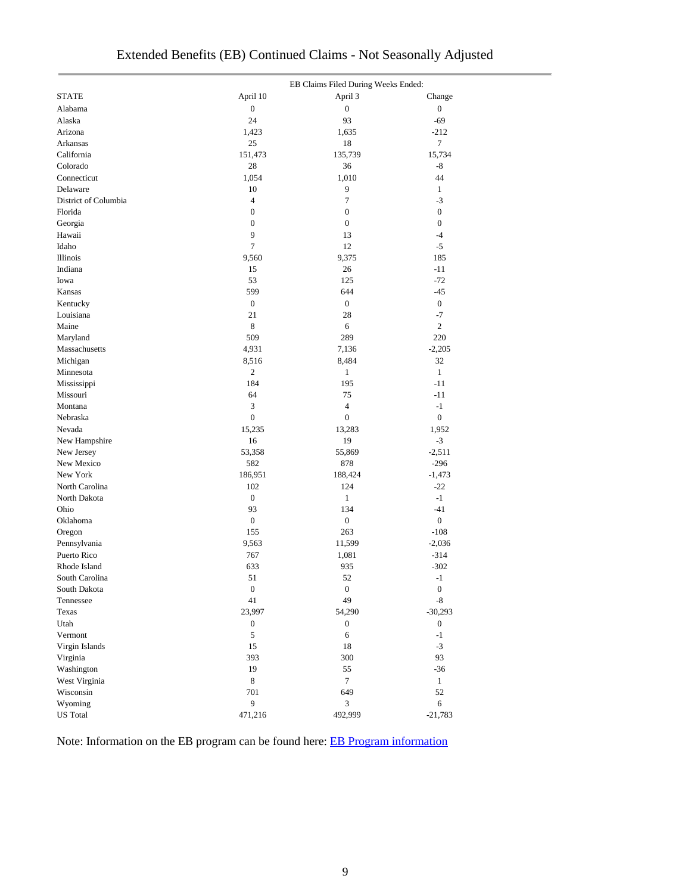# Extended Benefits (EB) Continued Claims - Not Seasonally Adjusted

| | EB Claims Filed During Weeks Ended: | | |
|---|---|---|---|
| STATE | April 10 | April 3 | Change |
| Alabama | 0 | 0 | 0 |
| Alaska | 24 | 93 | -69 |
| Arizona | 1,423 | 1,635 | -212 |
| Arkansas | 25 | 18 | 7 |
| California | 151,473 | 135,739 | 15,734 |
| Colorado | 28 | 36 | -8 |
| Connecticut | 1,054 | 1,010 | 44 |
| Delaware | 10 | 9 | 1 |
| District of Columbia | 4 | 7 | -3 |
| Florida | 0 | 0 | 0 |
| Georgia | 0 | 0 | 0 |
| Hawaii | 9 | 13 | -4 |
| Idaho | 7 | 12 | -5 |
| Illinois | 9,560 | 9,375 | 185 |
| Indiana | 15 | 26 | -11 |
| Iowa | 53 | 125 | -72 |
| Kansas | 599 | 644 | -45 |
| Kentucky | 0 | 0 | 0 |
| Louisiana | 21 | 28 | -7 |
| Maine | 8 | 6 | 2 |
| Maryland | 509 | 289 | 220 |
| Massachusetts | 4,931 | 7,136 | -2,205 |
| Michigan | 8,516 | 8,484 | 32 |
| Minnesota | 2 | 1 | 1 |
| Mississippi | 184 | 195 | -11 |
| Missouri | 64 | 75 | -11 |
| Montana | 3 | 4 | -1 |
| Nebraska | 0 | 0 | 0 |
| Nevada | 15,235 | 13,283 | 1,952 |
| New Hampshire | 16 | 19 | -3 |
| New Jersey | 53,358 | 55,869 | -2,511 |
| New Mexico | 582 | 878 | -296 |
| New York | 186,951 | 188,424 | -1,473 |
| North Carolina | 102 | 124 | -22 |
| North Dakota | 0 | 1 | -1 |
| Ohio | 93 | 134 | -41 |
| Oklahoma | 0 | 0 | 0 |
| Oregon | 155 | 263 | -108 |
| Pennsylvania | 9,563 | 11,599 | -2,036 |
| Puerto Rico | 767 | 1,081 | -314 |
| Rhode Island | 633 | 935 | -302 |
| South Carolina | 51 | 52 | -1 |
| South Dakota | 0 | 0 | 0 |
| Tennessee | 41 | 49 | -8 |
| Texas | 23,997 | 54,290 | -30,293 |
| Utah | 0 | 0 | 0 |
| Vermont | 5 | 6 | -1 |
| Virgin Islands | 15 | 18 | -3 |
| Virginia | 393 | 300 | 93 |
| Washington | 19 | 55 | -36 |
| West Virginia | 8 | 7 | 1 |
| Wisconsin | 701 | 649 | 52 |
| Wyoming | 9 | 3 | 6 |
| US Total | 471,216 | 492,999 | -21,783 |

Note: Information on the EB program can be found here: [EB Program information]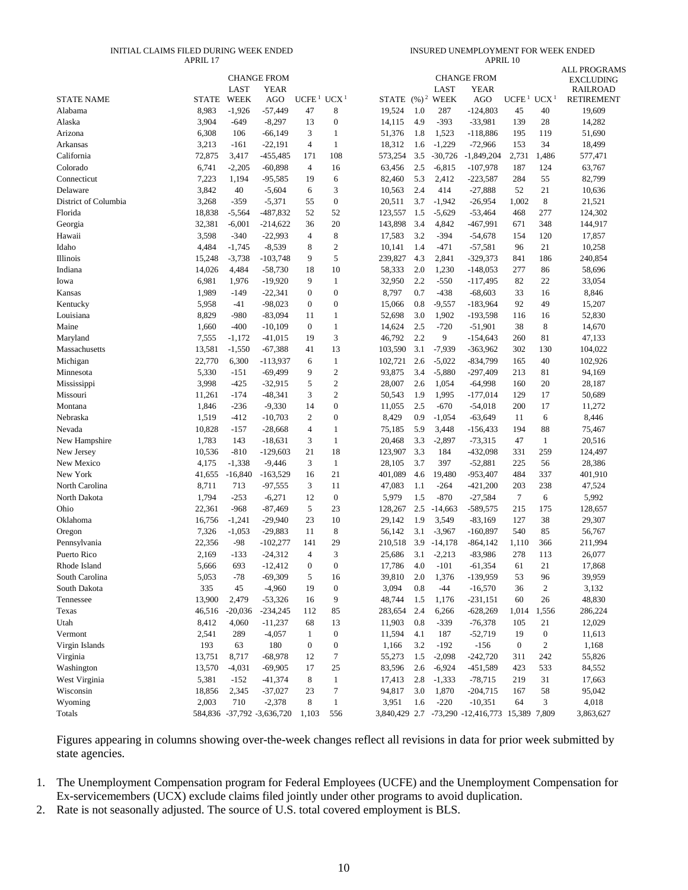| | INITIAL CLAIMS FILED DURING WEEK ENDED APRIL 17 | | | | | INSURED UNEMPLOYMENT FOR WEEK ENDED APRIL 10 | | | | | | |
|---|---|---|---|---|---|---|---|---|---|---|---|---|
| | | CHANGE FROM | | | | | | CHANGE FROM | | | | ALL PROGRAMS EXCLUDING RAILROAD RETIREMENT |
| STATE NAME | STATE | LAST WEEK | YEAR AGO | UCFE [1] | UCX [1] | STATE | (%) [2] | LAST WEEK | YEAR AGO | UCFE [1] | UCX [1] | |
| Alabama | 8,983 | -1,926 | -57,449 | 47 | 8 | 19,524 | 1.0 | 287 | -124,803 | 45 | 40 | 19,609 |
| Alaska | 3,904 | -649 | -8,297 | 13 | 0 | 14,115 | 4.9 | -393 | -33,981 | 139 | 28 | 14,282 |
| Arizona | 6,308 | 106 | -66,149 | 3 | 1 | 51,376 | 1.8 | 1,523 | -118,886 | 195 | 119 | 51,690 |
| Arkansas | 3,213 | -161 | -22,191 | 4 | 1 | 18,312 | 1.6 | -1,229 | -72,966 | 153 | 34 | 18,499 |
| California | 72,875 | 3,417 | -455,485 | 171 | 108 | 573,254 | 3.5 | -30,726 | -1,849,204 | 2,731 | 1,486 | 577,471 |
| Colorado | 6,741 | -2,205 | -60,898 | 4 | 16 | 63,456 | 2.5 | -6,815 | -107,978 | 187 | 124 | 63,767 |
| Connecticut | 7,223 | 1,194 | -95,585 | 19 | 6 | 82,460 | 5.3 | 2,412 | -223,587 | 284 | 55 | 82,799 |
| Delaware | 3,842 | 40 | -5,604 | 6 | 3 | 10,563 | 2.4 | 414 | -27,888 | 52 | 21 | 10,636 |
| District of Columbia | 3,268 | -359 | -5,371 | 55 | 0 | 20,511 | 3.7 | -1,942 | -26,954 | 1,002 | 8 | 21,521 |
| Florida | 18,838 | -5,564 | -487,832 | 52 | 52 | 123,557 | 1.5 | -5,629 | -53,464 | 468 | 277 | 124,302 |
| Georgia | 32,381 | -6,001 | -214,622 | 36 | 20 | 143,898 | 3.4 | 4,842 | -467,991 | 671 | 348 | 144,917 |
| Hawaii | 3,598 | -340 | -22,993 | 4 | 8 | 17,583 | 3.2 | -394 | -54,678 | 154 | 120 | 17,857 |
| Idaho | 4,484 | -1,745 | -8,539 | 8 | 2 | 10,141 | 1.4 | -471 | -57,581 | 96 | 21 | 10,258 |
| Illinois | 15,248 | -3,738 | -103,748 | 9 | 5 | 239,827 | 4.3 | 2,841 | -329,373 | 841 | 186 | 240,854 |
| Indiana | 14,026 | 4,484 | -58,730 | 18 | 10 | 58,333 | 2.0 | 1,230 | -148,053 | 277 | 86 | 58,696 |
| Iowa | 6,981 | 1,976 | -19,920 | 9 | 1 | 32,950 | 2.2 | -550 | -117,495 | 82 | 22 | 33,054 |
| Kansas | 1,989 | -149 | -22,341 | 0 | 0 | 8,797 | 0.7 | -438 | -68,603 | 33 | 16 | 8,846 |
| Kentucky | 5,958 | -41 | -98,023 | 0 | 0 | 15,066 | 0.8 | -9,557 | -183,964 | 92 | 49 | 15,207 |
| Louisiana | 8,829 | -980 | -83,094 | 11 | 1 | 52,698 | 3.0 | 1,902 | -193,598 | 116 | 16 | 52,830 |
| Maine | 1,660 | -400 | -10,109 | 0 | 1 | 14,624 | 2.5 | -720 | -51,901 | 38 | 8 | 14,670 |
| Maryland | 7,555 | -1,172 | -41,015 | 19 | 3 | 46,792 | 2.2 | 9 | -154,643 | 260 | 81 | 47,133 |
| Massachusetts | 13,581 | -1,550 | -67,388 | 41 | 13 | 103,590 | 3.1 | -7,939 | -363,962 | 302 | 130 | 104,022 |
| Michigan | 22,770 | 6,300 | -113,937 | 6 | 1 | 102,721 | 2.6 | -5,022 | -834,799 | 165 | 40 | 102,926 |
| Minnesota | 5,330 | -151 | -69,499 | 9 | 2 | 93,875 | 3.4 | -5,880 | -297,409 | 213 | 81 | 94,169 |
| Mississippi | 3,998 | -425 | -32,915 | 5 | 2 | 28,007 | 2.6 | 1,054 | -64,998 | 160 | 20 | 28,187 |
| Missouri | 11,261 | -174 | -48,341 | 3 | 2 | 50,543 | 1.9 | 1,995 | -177,014 | 129 | 17 | 50,689 |
| Montana | 1,846 | -236 | -9,330 | 14 | 0 | 11,055 | 2.5 | -670 | -54,018 | 200 | 17 | 11,272 |
| Nebraska | 1,519 | -412 | -10,703 | 2 | 0 | 8,429 | 0.9 | -1,054 | -63,649 | 11 | 6 | 8,446 |
| Nevada | 10,828 | -157 | -28,668 | 4 | 1 | 75,185 | 5.9 | 3,448 | -156,433 | 194 | 88 | 75,467 |
| New Hampshire | 1,783 | 143 | -18,631 | 3 | 1 | 20,468 | 3.3 | -2,897 | -73,315 | 47 | 1 | 20,516 |
| New Jersey | 10,536 | -810 | -129,603 | 21 | 18 | 123,907 | 3.3 | 184 | -432,098 | 331 | 259 | 124,497 |
| New Mexico | 4,175 | -1,338 | -9,446 | 3 | 1 | 28,105 | 3.7 | 397 | -52,881 | 225 | 56 | 28,386 |
| New York | 41,655 | -16,840 | -163,529 | 16 | 21 | 401,089 | 4.6 | 19,480 | -953,407 | 484 | 337 | 401,910 |
| North Carolina | 8,711 | 713 | -97,555 | 3 | 11 | 47,083 | 1.1 | -264 | -421,200 | 203 | 238 | 47,524 |
| North Dakota | 1,794 | -253 | -6,271 | 12 | 0 | 5,979 | 1.5 | -870 | -27,584 | 7 | 6 | 5,992 |
| Ohio | 22,361 | -968 | -87,469 | 5 | 23 | 128,267 | 2.5 | -14,663 | -589,575 | 215 | 175 | 128,657 |
| Oklahoma | 16,756 | -1,241 | -29,940 | 23 | 10 | 29,142 | 1.9 | 3,549 | -83,169 | 127 | 38 | 29,307 |
| Oregon | 7,326 | -1,053 | -29,883 | 11 | 8 | 56,142 | 3.1 | -3,967 | -160,897 | 540 | 85 | 56,767 |
| Pennsylvania | 22,356 | -98 | -102,277 | 141 | 29 | 210,518 | 3.9 | -14,178 | -864,142 | 1,110 | 366 | 211,994 |
| Puerto Rico | 2,169 | -133 | -24,312 | 4 | 3 | 25,686 | 3.1 | -2,213 | -83,986 | 278 | 113 | 26,077 |
| Rhode Island | 5,666 | 693 | -12,412 | 0 | 0 | 17,786 | 4.0 | -101 | -61,354 | 61 | 21 | 17,868 |
| South Carolina | 5,053 | -78 | -69,309 | 5 | 16 | 39,810 | 2.0 | 1,376 | -139,959 | 53 | 96 | 39,959 |
| South Dakota | 335 | 45 | -4,960 | 19 | 0 | 3,094 | 0.8 | -44 | -16,570 | 36 | 2 | 3,132 |
| Tennessee | 13,900 | 2,479 | -53,326 | 16 | 9 | 48,744 | 1.5 | 1,176 | -231,151 | 60 | 26 | 48,830 |
| Texas | 46,516 | -20,036 | -234,245 | 112 | 85 | 283,654 | 2.4 | 6,266 | -628,269 | 1,014 | 1,556 | 286,224 |
| Utah | 8,412 | 4,060 | -11,237 | 68 | 13 | 11,903 | 0.8 | -339 | -76,378 | 105 | 21 | 12,029 |
| Vermont | 2,541 | 289 | -4,057 | 1 | 0 | 11,594 | 4.1 | 187 | -52,719 | 19 | 0 | 11,613 |
| Virgin Islands | 193 | 63 | 180 | 0 | 0 | 1,166 | 3.2 | -192 | -156 | 0 | 2 | 1,168 |
| Virginia | 13,751 | 8,717 | -68,978 | 12 | 7 | 55,273 | 1.5 | -2,098 | -242,720 | 311 | 242 | 55,826 |
| Washington | 13,570 | -4,031 | -69,905 | 17 | 25 | 83,596 | 2.6 | -6,924 | -451,589 | 423 | 533 | 84,552 |
| West Virginia | 5,381 | -152 | -41,374 | 8 | 1 | 17,413 | 2.8 | -1,333 | -78,715 | 219 | 31 | 17,663 |
| Wisconsin | 18,856 | 2,345 | -37,027 | 23 | 7 | 94,817 | 3.0 | 1,870 | -204,715 | 167 | 58 | 95,042 |
| Wyoming | 2,003 | 710 | -2,378 | 8 | 1 | 3,951 | 1.6 | -220 | -10,351 | 64 | 3 | 4,018 |
| Totals | 584,836 | -37,792 | -3,636,720 | 1,103 | 556 | 3,840,429 | 2.7 | -73,290 | -12,416,773 | 15,389 | 7,809 | 3,863,627 |

Figures appearing in columns showing over-the-week changes reflect all revisions in data for prior week submitted by state agencies.

1. The Unemployment Compensation program for Federal Employees (UCFE) and the Unemployment Compensation for Ex-servicemembers (UCX) exclude claims filed jointly under other programs to avoid duplication.
2. Rate is not seasonally adjusted. The source of U.S. total covered employment is BLS.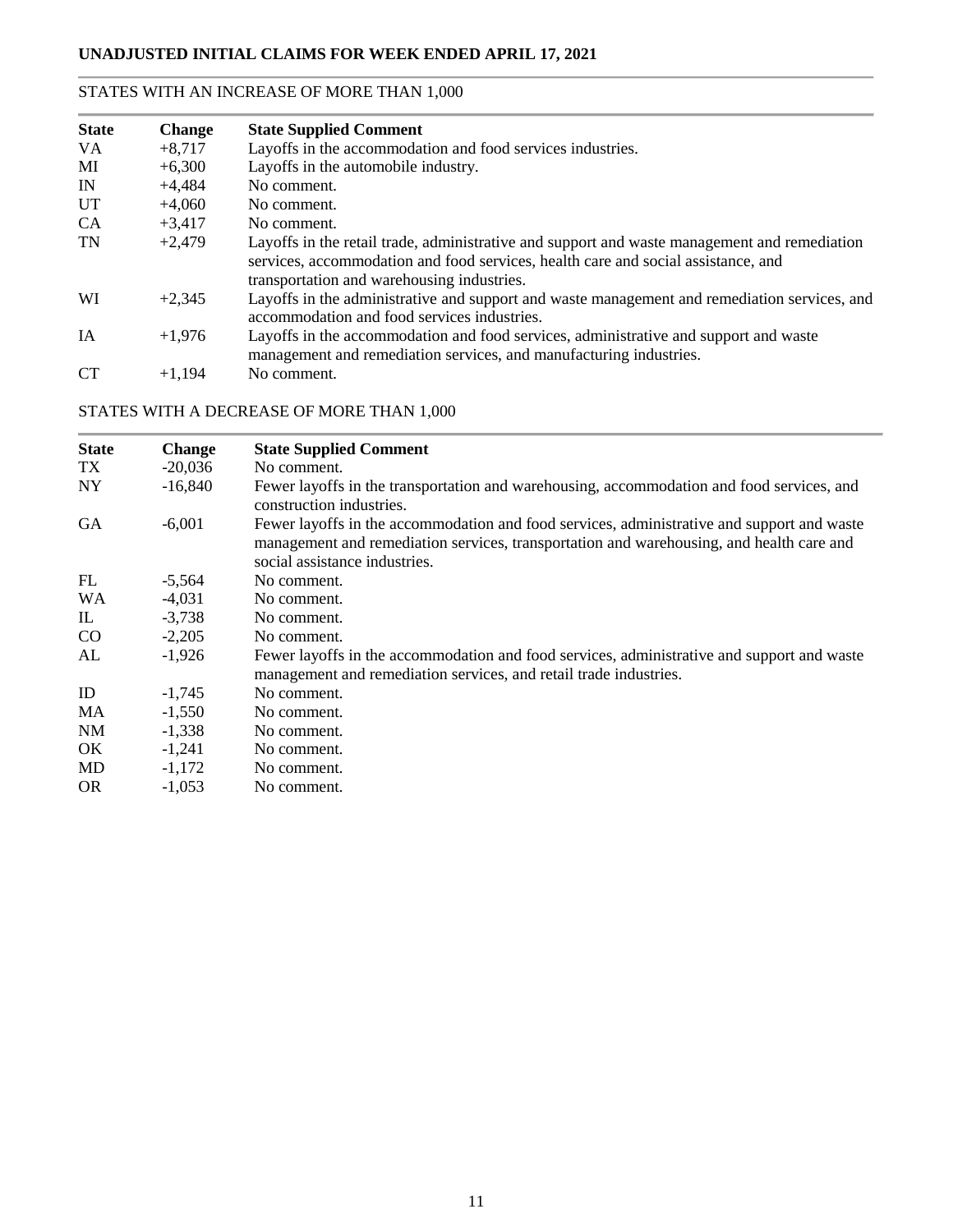# UNADJUSTED INITIAL CLAIMS FOR WEEK ENDED APRIL 17, 2021

## STATES WITH AN INCREASE OF MORE THAN 1,000

| State | Change | State Supplied Comment |
|---|---|---|
| VA | +8,717 | Layoffs in the accommodation and food services industries. |
| MI | +6,300 | Layoffs in the automobile industry. |
| IN | +4,484 | No comment. |
| UT | +4,060 | No comment. |
| CA | +3,417 | No comment. |
| TN | +2,479 | Layoffs in the retail trade, administrative and support and waste management and remediation services, accommodation and food services, health care and social assistance, and transportation and warehousing industries. |
| WI | +2,345 | Layoffs in the administrative and support and waste management and remediation services, and accommodation and food services industries. |
| IA | +1,976 | Layoffs in the accommodation and food services, administrative and support and waste management and remediation services, and manufacturing industries. |
| CT | +1,194 | No comment. |

## STATES WITH A DECREASE OF MORE THAN 1,000

| State | Change | State Supplied Comment |
|---|---|---|
| TX | -20,036 | No comment. |
| NY | -16,840 | Fewer layoffs in the transportation and warehousing, accommodation and food services, and construction industries. |
| GA | -6,001 | Fewer layoffs in the accommodation and food services, administrative and support and waste management and remediation services, transportation and warehousing, and health care and social assistance industries. |
| FL | -5,564 | No comment. |
| WA | -4,031 | No comment. |
| IL | -3,738 | No comment. |
| CO | -2,205 | No comment. |
| AL | -1,926 | Fewer layoffs in the accommodation and food services, administrative and support and waste management and remediation services, and retail trade industries. |
| ID | -1,745 | No comment. |
| MA | -1,550 | No comment. |
| NM | -1,338 | No comment. |
| OK | -1,241 | No comment. |
| MD | -1,172 | No comment. |
| OR | -1,053 | No comment. |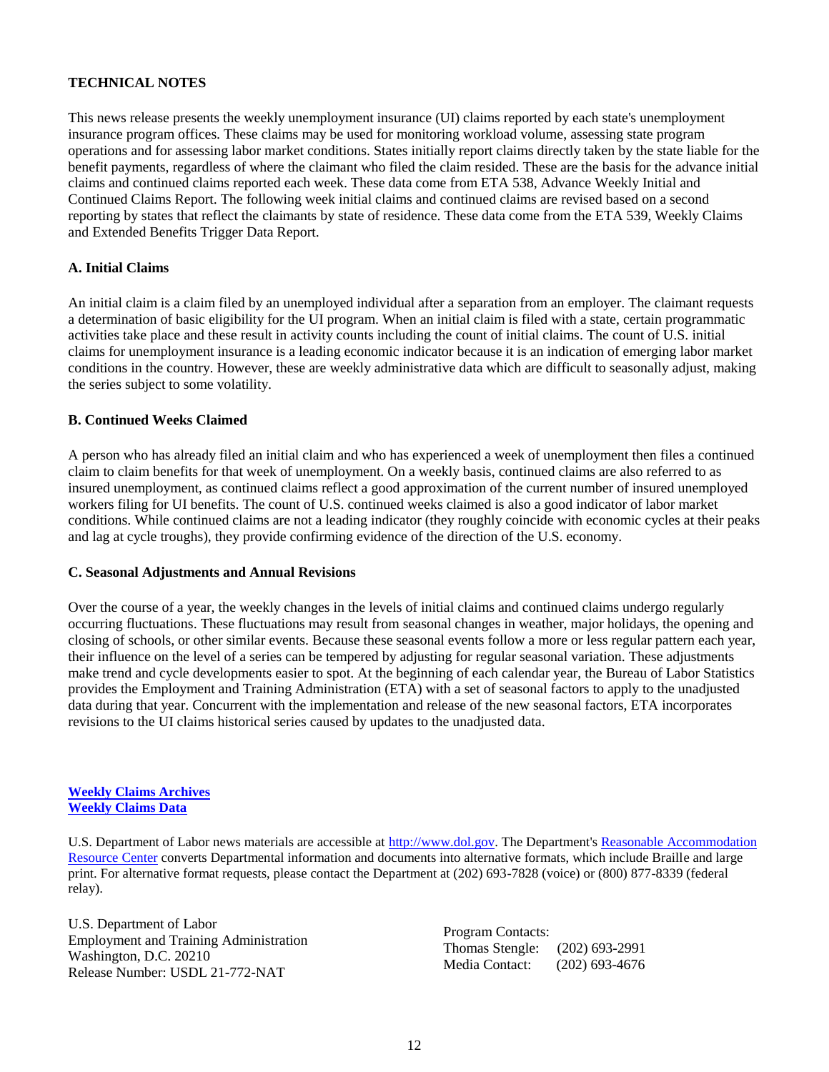## TECHNICAL NOTES

This news release presents the weekly unemployment insurance (UI) claims reported by each state's unemployment insurance program offices. These claims may be used for monitoring workload volume, assessing state program operations and for assessing labor market conditions. States initially report claims directly taken by the state liable for the benefit payments, regardless of where the claimant who filed the claim resided. These are the basis for the advance initial claims and continued claims reported each week. These data come from ETA 538, Advance Weekly Initial and Continued Claims Report. The following week initial claims and continued claims are revised based on a second reporting by states that reflect the claimants by state of residence. These data come from the ETA 539, Weekly Claims and Extended Benefits Trigger Data Report.

### A. Initial Claims

An initial claim is a claim filed by an unemployed individual after a separation from an employer. The claimant requests a determination of basic eligibility for the UI program. When an initial claim is filed with a state, certain programmatic activities take place and these result in activity counts including the count of initial claims. The count of U.S. initial claims for unemployment insurance is a leading economic indicator because it is an indication of emerging labor market conditions in the country. However, these are weekly administrative data which are difficult to seasonally adjust, making the series subject to some volatility.

### B. Continued Weeks Claimed

A person who has already filed an initial claim and who has experienced a week of unemployment then files a continued claim to claim benefits for that week of unemployment. On a weekly basis, continued claims are also referred to as insured unemployment, as continued claims reflect a good approximation of the current number of insured unemployed workers filing for UI benefits. The count of U.S. continued weeks claimed is also a good indicator of labor market conditions. While continued claims are not a leading indicator (they roughly coincide with economic cycles at their peaks and lag at cycle troughs), they provide confirming evidence of the direction of the U.S. economy.

### C. Seasonal Adjustments and Annual Revisions

Over the course of a year, the weekly changes in the levels of initial claims and continued claims undergo regularly occurring fluctuations. These fluctuations may result from seasonal changes in weather, major holidays, the opening and closing of schools, or other similar events. Because these seasonal events follow a more or less regular pattern each year, their influence on the level of a series can be tempered by adjusting for regular seasonal variation. These adjustments make trend and cycle developments easier to spot. At the beginning of each calendar year, the Bureau of Labor Statistics provides the Employment and Training Administration (ETA) with a set of seasonal factors to apply to the unadjusted data during that year. Concurrent with the implementation and release of the new seasonal factors, ETA incorporates revisions to the UI claims historical series caused by updates to the unadjusted data.

**Weekly Claims Archives**
**Weekly Claims Data**

U.S. Department of Labor news materials are accessible at http://www.dol.gov. The Department's Reasonable Accommodation Resource Center converts Departmental information and documents into alternative formats, which include Braille and large print. For alternative format requests, please contact the Department at (202) 693-7828 (voice) or (800) 877-8339 (federal relay).

U.S. Department of Labor
Employment and Training Administration
Washington, D.C. 20210
Release Number: USDL 21-772-NAT

Program Contacts:
Thomas Stengle: (202) 693-2991
Media Contact: (202) 693-4676